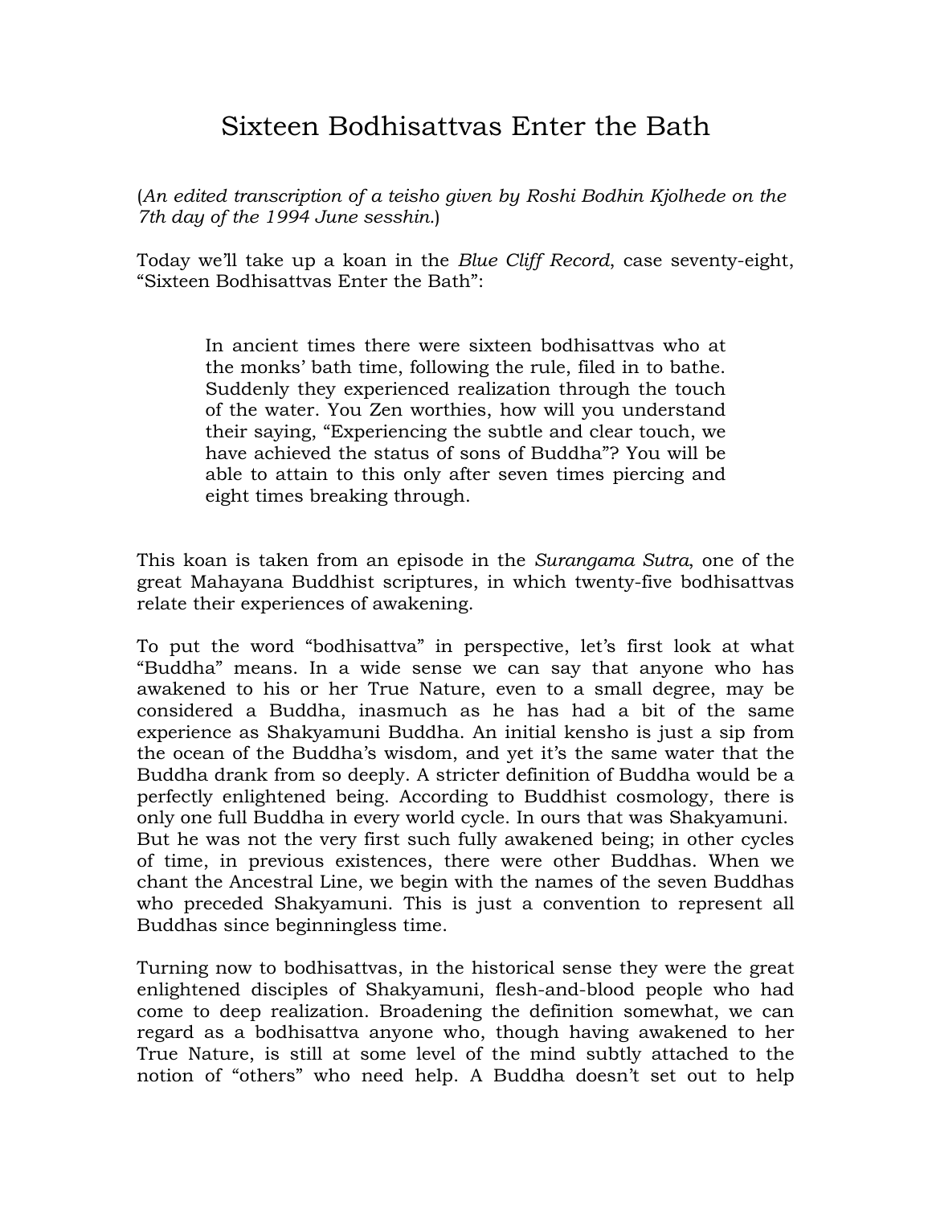# Sixteen Bodhisattvas Enter the Bath

(*An edited transcription of a teisho given by Roshi Bodhin Kjolhede on the 7th day of the 1994 June sesshin.*)

Today we'll take up a koan in the *Blue Cliff Record*, case seventy-eight, "Sixteen Bodhisattvas Enter the Bath":

> In ancient times there were sixteen bodhisattvas who at the monks' bath time, following the rule, filed in to bathe. Suddenly they experienced realization through the touch of the water. You Zen worthies, how will you understand their saying, "Experiencing the subtle and clear touch, we have achieved the status of sons of Buddha"? You will be able to attain to this only after seven times piercing and eight times breaking through.

This koan is taken from an episode in the *Surangama Sutra*, one of the great Mahayana Buddhist scriptures, in which twenty-five bodhisattvas relate their experiences of awakening.

To put the word "bodhisattva" in perspective, let's first look at what "Buddha" means. In a wide sense we can say that anyone who has awakened to his or her True Nature, even to a small degree, may be considered a Buddha, inasmuch as he has had a bit of the same experience as Shakyamuni Buddha. An initial kensho is just a sip from the ocean of the Buddha's wisdom, and yet it's the same water that the Buddha drank from so deeply. A stricter definition of Buddha would be a perfectly enlightened being. According to Buddhist cosmology, there is only one full Buddha in every world cycle. In ours that was Shakyamuni. But he was not the very first such fully awakened being; in other cycles of time, in previous existences, there were other Buddhas. When we chant the Ancestral Line, we begin with the names of the seven Buddhas who preceded Shakyamuni. This is just a convention to represent all Buddhas since beginningless time.

Turning now to bodhisattvas, in the historical sense they were the great enlightened disciples of Shakyamuni, flesh-and-blood people who had come to deep realization. Broadening the definition somewhat, we can regard as a bodhisattva anyone who, though having awakened to her True Nature, is still at some level of the mind subtly attached to the notion of "others" who need help. A Buddha doesn't set out to help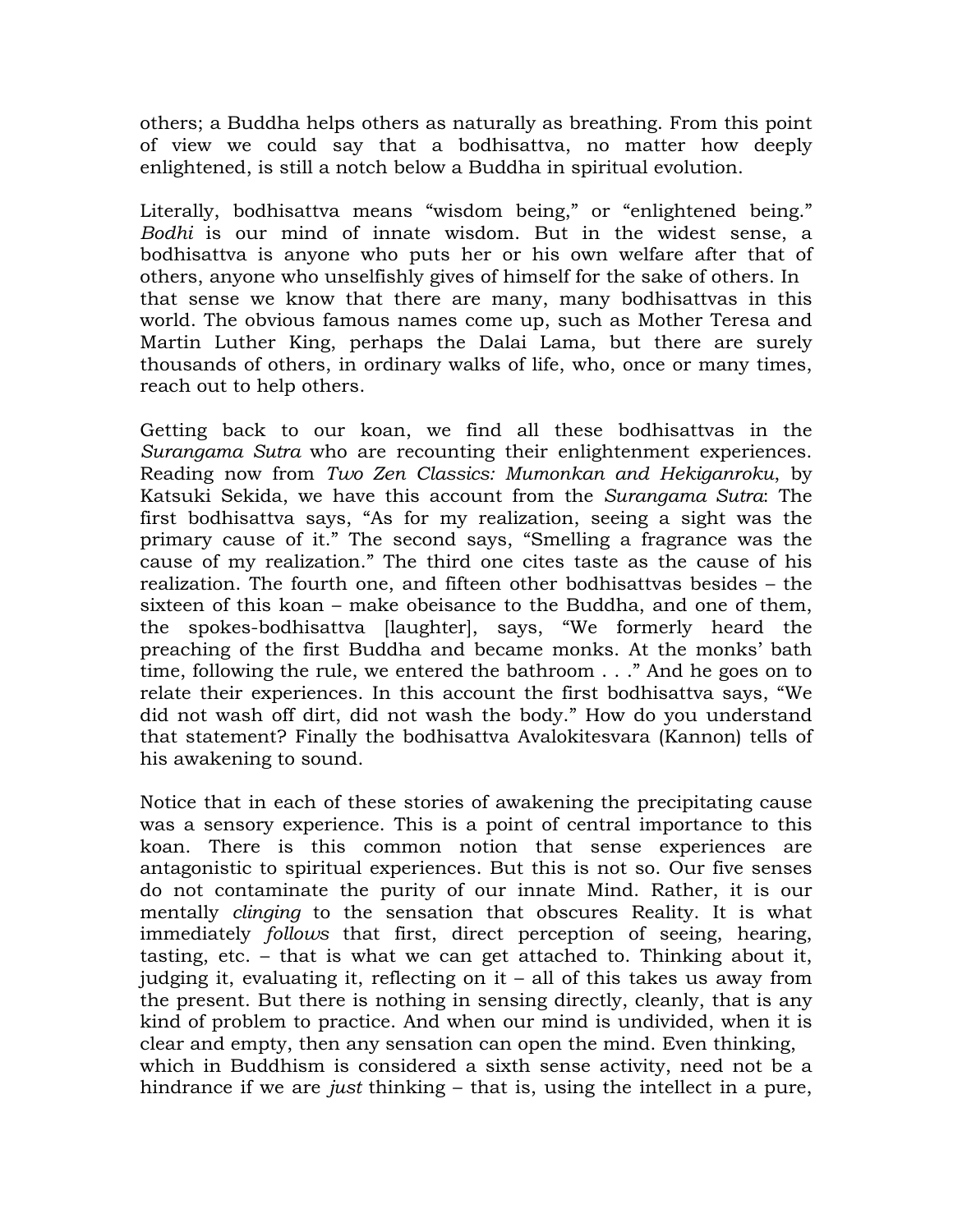others; a Buddha helps others as naturally as breathing. From this point of view we could say that a bodhisattva, no matter how deeply enlightened, is still a notch below a Buddha in spiritual evolution.

Literally, bodhisattva means "wisdom being," or "enlightened being." *Bodhi* is our mind of innate wisdom. But in the widest sense, a bodhisattva is anyone who puts her or his own welfare after that of others, anyone who unselfishly gives of himself for the sake of others. In that sense we know that there are many, many bodhisattvas in this world. The obvious famous names come up, such as Mother Teresa and Martin Luther King, perhaps the Dalai Lama, but there are surely thousands of others, in ordinary walks of life, who, once or many times, reach out to help others.

Getting back to our koan, we find all these bodhisattvas in the *Surangama Sutra* who are recounting their enlightenment experiences. Reading now from *Two Zen Classics: Mumonkan and Hekiganroku*, by Katsuki Sekida, we have this account from the *Surangama Sutra*: The first bodhisattva says, "As for my realization, seeing a sight was the primary cause of it." The second says, "Smelling a fragrance was the cause of my realization." The third one cites taste as the cause of his realization. The fourth one, and fifteen other bodhisattvas besides – the sixteen of this koan – make obeisance to the Buddha, and one of them, the spokes-bodhisattva [laughter], says, "We formerly heard the preaching of the first Buddha and became monks. At the monks' bath time, following the rule, we entered the bathroom . . ." And he goes on to relate their experiences. In this account the first bodhisattva says, "We did not wash off dirt, did not wash the body." How do you understand that statement? Finally the bodhisattva Avalokitesvara (Kannon) tells of his awakening to sound.

Notice that in each of these stories of awakening the precipitating cause was a sensory experience. This is a point of central importance to this koan. There is this common notion that sense experiences are antagonistic to spiritual experiences. But this is not so. Our five senses do not contaminate the purity of our innate Mind. Rather, it is our mentally *clinging* to the sensation that obscures Reality. It is what immediately *follows* that first, direct perception of seeing, hearing, tasting, etc. – that is what we can get attached to. Thinking about it, judging it, evaluating it, reflecting on it – all of this takes us away from the present. But there is nothing in sensing directly, cleanly, that is any kind of problem to practice. And when our mind is undivided, when it is clear and empty, then any sensation can open the mind. Even thinking, which in Buddhism is considered a sixth sense activity, need not be a hindrance if we are *just* thinking – that is, using the intellect in a pure,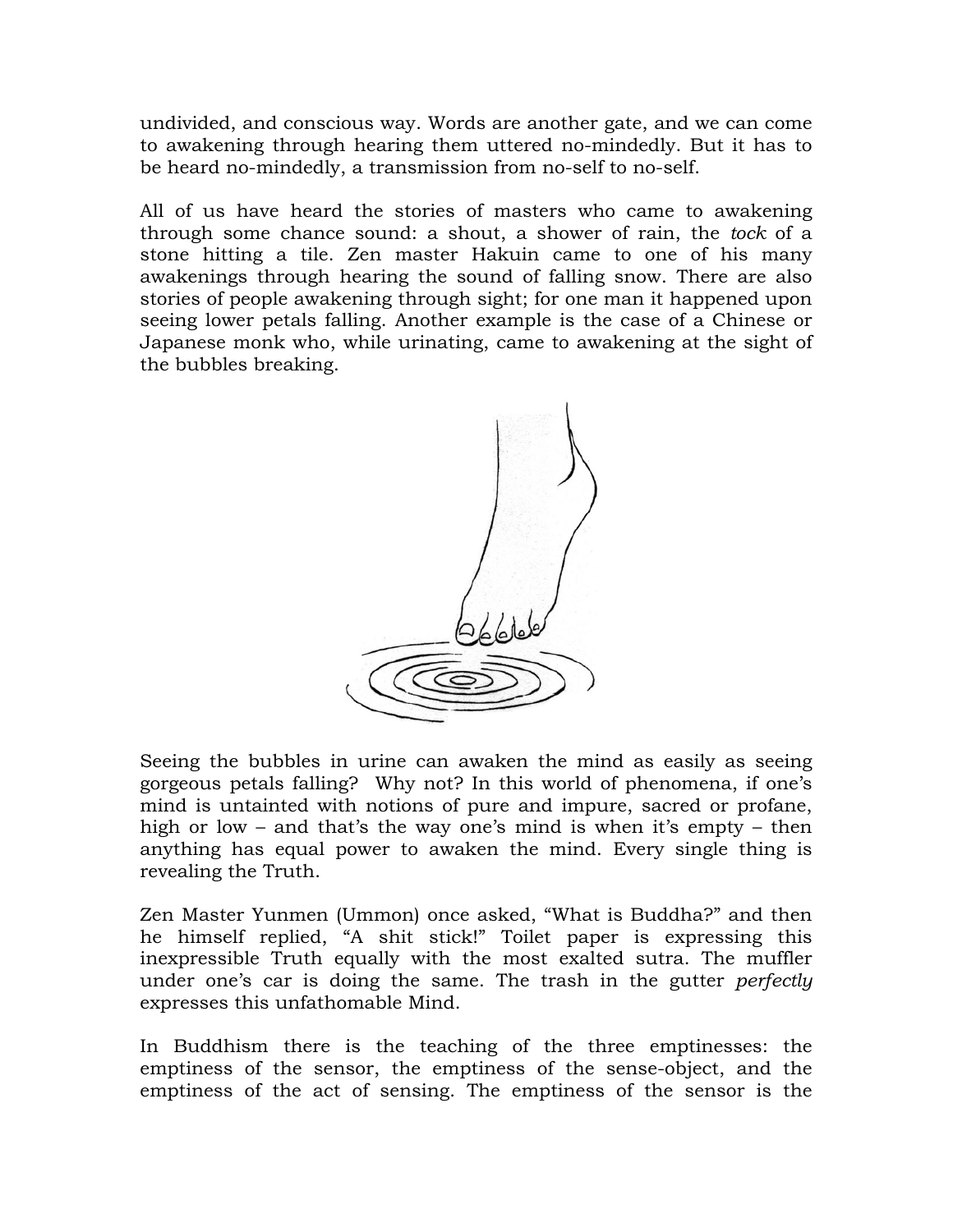undivided, and conscious way. Words are another gate, and we can come to awakening through hearing them uttered no-mindedly. But it has to be heard no-mindedly, a transmission from no-self to no-self.

All of us have heard the stories of masters who came to awakening through some chance sound: a shout, a shower of rain, the *tock* of a stone hitting a tile. Zen master Hakuin came to one of his many awakenings through hearing the sound of falling snow. There are also stories of people awakening through sight; for one man it happened upon seeing lower petals falling. Another example is the case of a Chinese or Japanese monk who, while urinating, came to awakening at the sight of the bubbles breaking.

Seeing the bubbles in urine can awaken the mind as easily as seeing gorgeous petals falling? Why not? In this world of phenomena, if one's mind is untainted with notions of pure and impure, sacred or profane, high or low – and that's the way one's mind is when it's empty – then anything has equal power to awaken the mind. Every single thing is revealing the Truth.

Zen Master Yunmen (Ummon) once asked, "What is Buddha?" and then he himself replied, "A shit stick!" Toilet paper is expressing this inexpressible Truth equally with the most exalted sutra. The muffler under one's car is doing the same. The trash in the gutter *perfectly* expresses this unfathomable Mind.

In Buddhism there is the teaching of the three emptinesses: the emptiness of the sensor, the emptiness of the sense-object, and the emptiness of the act of sensing. The emptiness of the sensor is the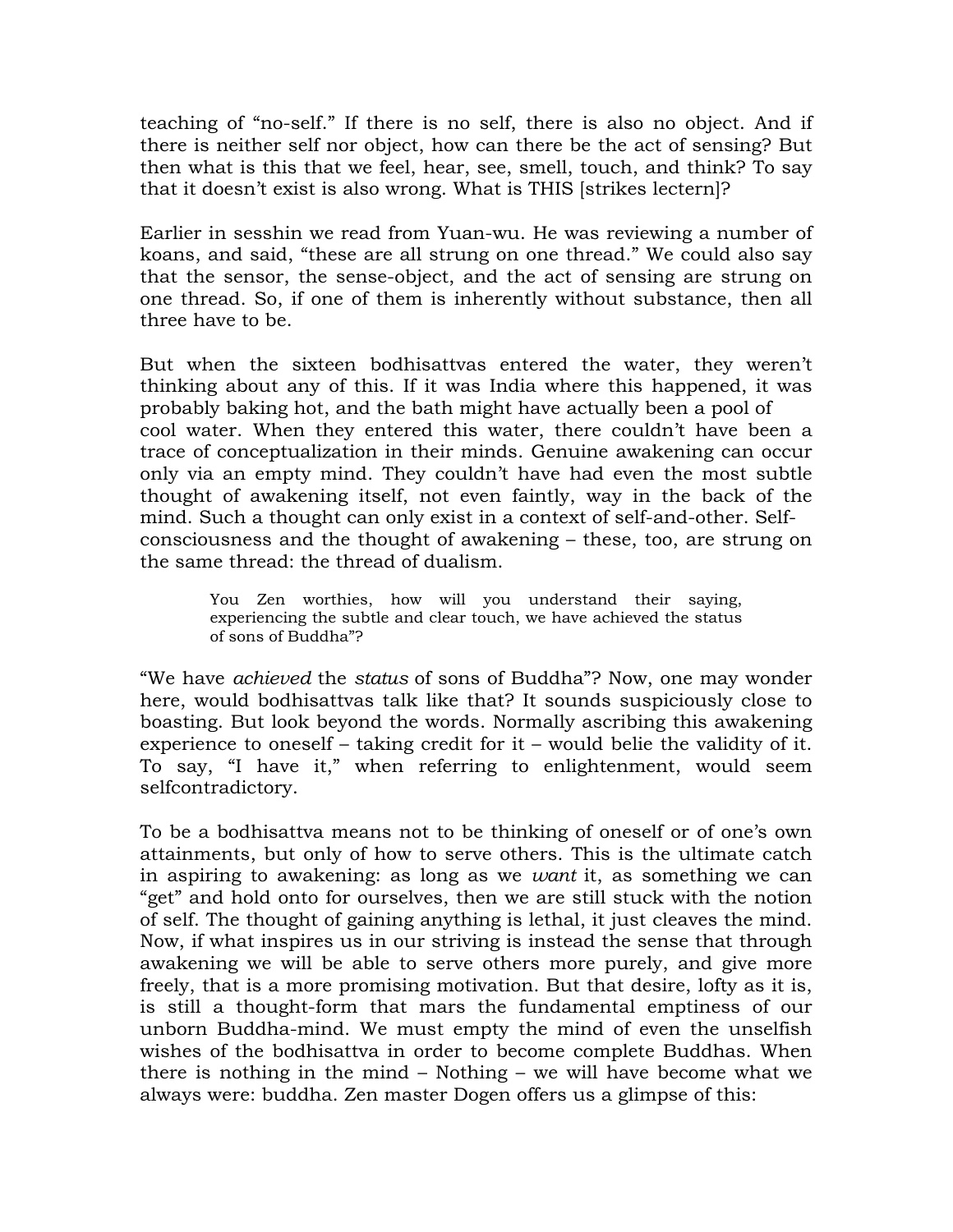teaching of "no-self." If there is no self, there is also no object. And if there is neither self nor object, how can there be the act of sensing? But then what is this that we feel, hear, see, smell, touch, and think? To say that it doesn't exist is also wrong. What is THIS [strikes lectern]?

Earlier in sesshin we read from Yuan-wu. He was reviewing a number of koans, and said, "these are all strung on one thread." We could also say that the sensor, the sense-object, and the act of sensing are strung on one thread. So, if one of them is inherently without substance, then all three have to be.

But when the sixteen bodhisattvas entered the water, they weren't thinking about any of this. If it was India where this happened, it was probably baking hot, and the bath might have actually been a pool of cool water. When they entered this water, there couldn't have been a trace of conceptualization in their minds. Genuine awakening can occur only via an empty mind. They couldn't have had even the most subtle thought of awakening itself, not even faintly, way in the back of the mind. Such a thought can only exist in a context of self-and-other. Self-consciousness and the thought of awakening – these, too, are strung on the same thread: the thread of dualism.

> You Zen worthies, how will you understand their saying, experiencing the subtle and clear touch, we have achieved the status of sons of Buddha"?

"We have *achieved* the *status* of sons of Buddha"? Now, one may wonder here, would bodhisattvas talk like that? It sounds suspiciously close to boasting. But look beyond the words. Normally ascribing this awakening experience to oneself – taking credit for it – would belie the validity of it. To say, "I have it," when referring to enlightenment, would seem selfcontradictory.

To be a bodhisattva means not to be thinking of oneself or of one's own attainments, but only of how to serve others. This is the ultimate catch in aspiring to awakening: as long as we *want* it, as something we can "get" and hold onto for ourselves, then we are still stuck with the notion of self. The thought of gaining anything is lethal, it just cleaves the mind. Now, if what inspires us in our striving is instead the sense that through awakening we will be able to serve others more purely, and give more freely, that is a more promising motivation. But that desire, lofty as it is, is still a thought-form that mars the fundamental emptiness of our unborn Buddha-mind. We must empty the mind of even the unselfish wishes of the bodhisattva in order to become complete Buddhas. When there is nothing in the mind – Nothing – we will have become what we always were: buddha. Zen master Dogen offers us a glimpse of this: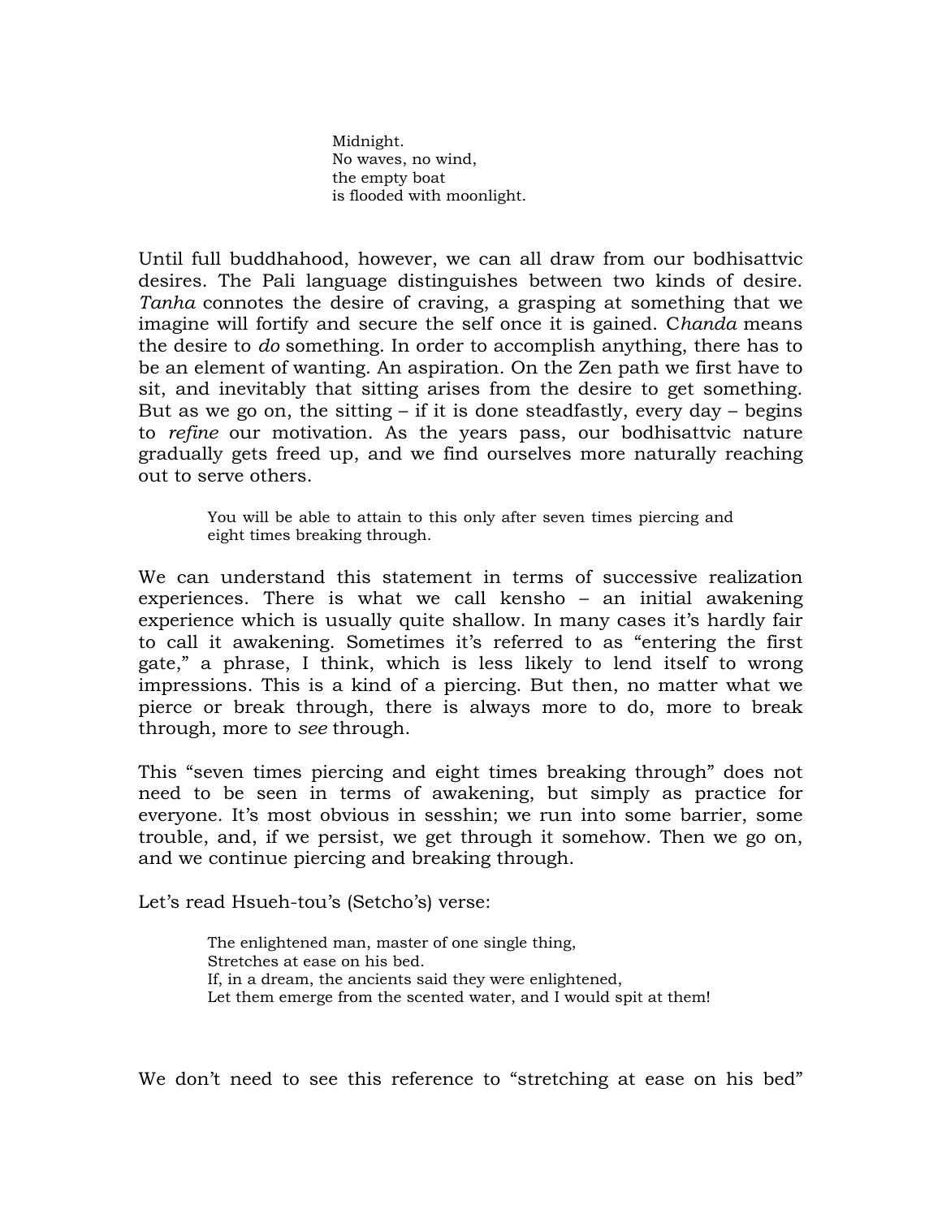> Midnight.  
> No waves, no wind,  
> the empty boat  
> is flooded with moonlight.

Until full buddhahood, however, we can all draw from our bodhisattvic desires. The Pali language distinguishes between two kinds of desire. *Tanha* connotes the desire of craving, a grasping at something that we imagine will fortify and secure the self once it is gained. C*handa* means the desire to *do* something. In order to accomplish anything, there has to be an element of wanting. An aspiration. On the Zen path we first have to sit, and inevitably that sitting arises from the desire to get something. But as we go on, the sitting – if it is done steadfastly, every day – begins to *refine* our motivation. As the years pass, our bodhisattvic nature gradually gets freed up, and we find ourselves more naturally reaching out to serve others.

> You will be able to attain to this only after seven times piercing and eight times breaking through.

We can understand this statement in terms of successive realization experiences. There is what we call kensho – an initial awakening experience which is usually quite shallow. In many cases it's hardly fair to call it awakening. Sometimes it's referred to as "entering the first gate," a phrase, I think, which is less likely to lend itself to wrong impressions. This is a kind of a piercing. But then, no matter what we pierce or break through, there is always more to do, more to break through, more to *see* through.

This "seven times piercing and eight times breaking through" does not need to be seen in terms of awakening, but simply as practice for everyone. It's most obvious in sesshin; we run into some barrier, some trouble, and, if we persist, we get through it somehow. Then we go on, and we continue piercing and breaking through.

Let's read Hsueh-tou's (Setcho's) verse:

> The enlightened man, master of one single thing,  
> Stretches at ease on his bed.  
> If, in a dream, the ancients said they were enlightened,  
> Let them emerge from the scented water, and I would spit at them!

We don't need to see this reference to "stretching at ease on his bed"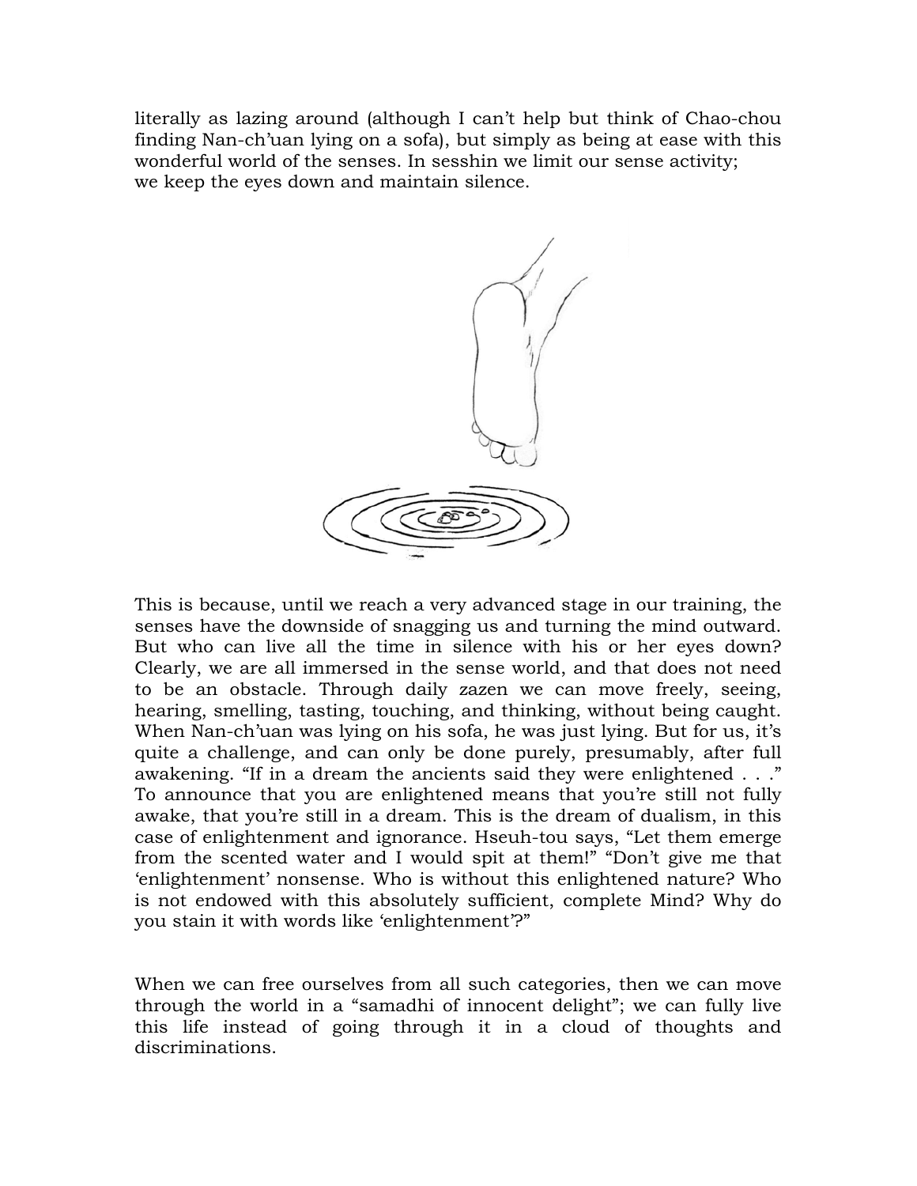literally as lazing around (although I can't help but think of Chao-chou finding Nan-ch'uan lying on a sofa), but simply as being at ease with this wonderful world of the senses. In sesshin we limit our sense activity; we keep the eyes down and maintain silence.

This is because, until we reach a very advanced stage in our training, the senses have the downside of snagging us and turning the mind outward. But who can live all the time in silence with his or her eyes down? Clearly, we are all immersed in the sense world, and that does not need to be an obstacle. Through daily zazen we can move freely, seeing, hearing, smelling, tasting, touching, and thinking, without being caught. When Nan-ch'uan was lying on his sofa, he was just lying. But for us, it's quite a challenge, and can only be done purely, presumably, after full awakening. "If in a dream the ancients said they were enlightened . . ." To announce that you are enlightened means that you're still not fully awake, that you're still in a dream. This is the dream of dualism, in this case of enlightenment and ignorance. Hseuh-tou says, "Let them emerge from the scented water and I would spit at them!" "Don't give me that 'enlightenment' nonsense. Who is without this enlightened nature? Who is not endowed with this absolutely sufficient, complete Mind? Why do you stain it with words like 'enlightenment'?"

When we can free ourselves from all such categories, then we can move through the world in a "samadhi of innocent delight"; we can fully live this life instead of going through it in a cloud of thoughts and discriminations.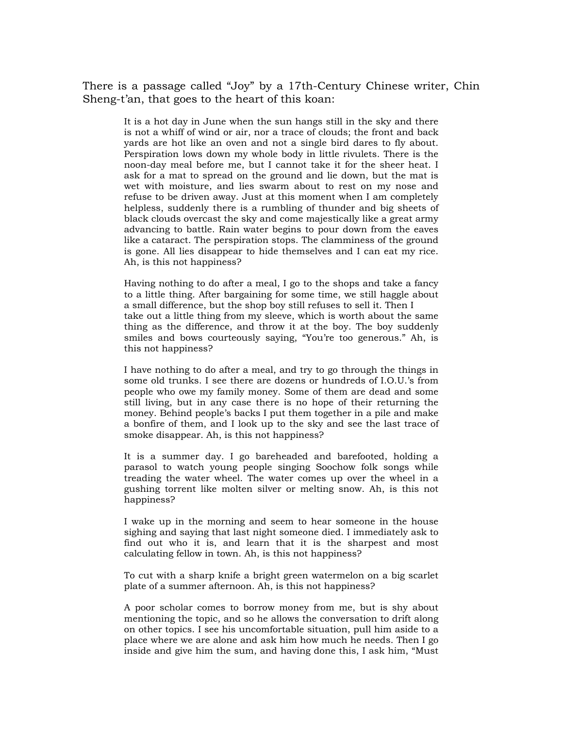There is a passage called "Joy" by a 17th-Century Chinese writer, Chin Sheng-t'an, that goes to the heart of this koan:

> It is a hot day in June when the sun hangs still in the sky and there is not a whiff of wind or air, nor a trace of clouds; the front and back yards are hot like an oven and not a single bird dares to fly about. Perspiration lows down my whole body in little rivulets. There is the noon-day meal before me, but I cannot take it for the sheer heat. I ask for a mat to spread on the ground and lie down, but the mat is wet with moisture, and lies swarm about to rest on my nose and refuse to be driven away. Just at this moment when I am completely helpless, suddenly there is a rumbling of thunder and big sheets of black clouds overcast the sky and come majestically like a great army advancing to battle. Rain water begins to pour down from the eaves like a cataract. The perspiration stops. The clamminess of the ground is gone. All lies disappear to hide themselves and I can eat my rice. Ah, is this not happiness?
>
> Having nothing to do after a meal, I go to the shops and take a fancy to a little thing. After bargaining for some time, we still haggle about a small difference, but the shop boy still refuses to sell it. Then I take out a little thing from my sleeve, which is worth about the same thing as the difference, and throw it at the boy. The boy suddenly smiles and bows courteously saying, "You're too generous." Ah, is this not happiness?
>
> I have nothing to do after a meal, and try to go through the things in some old trunks. I see there are dozens or hundreds of I.O.U.'s from people who owe my family money. Some of them are dead and some still living, but in any case there is no hope of their returning the money. Behind people's backs I put them together in a pile and make a bonfire of them, and I look up to the sky and see the last trace of smoke disappear. Ah, is this not happiness?
>
> It is a summer day. I go bareheaded and barefooted, holding a parasol to watch young people singing Soochow folk songs while treading the water wheel. The water comes up over the wheel in a gushing torrent like molten silver or melting snow. Ah, is this not happiness?
>
> I wake up in the morning and seem to hear someone in the house sighing and saying that last night someone died. I immediately ask to find out who it is, and learn that it is the sharpest and most calculating fellow in town. Ah, is this not happiness?
>
> To cut with a sharp knife a bright green watermelon on a big scarlet plate of a summer afternoon. Ah, is this not happiness?
>
> A poor scholar comes to borrow money from me, but is shy about mentioning the topic, and so he allows the conversation to drift along on other topics. I see his uncomfortable situation, pull him aside to a place where we are alone and ask him how much he needs. Then I go inside and give him the sum, and having done this, I ask him, "Must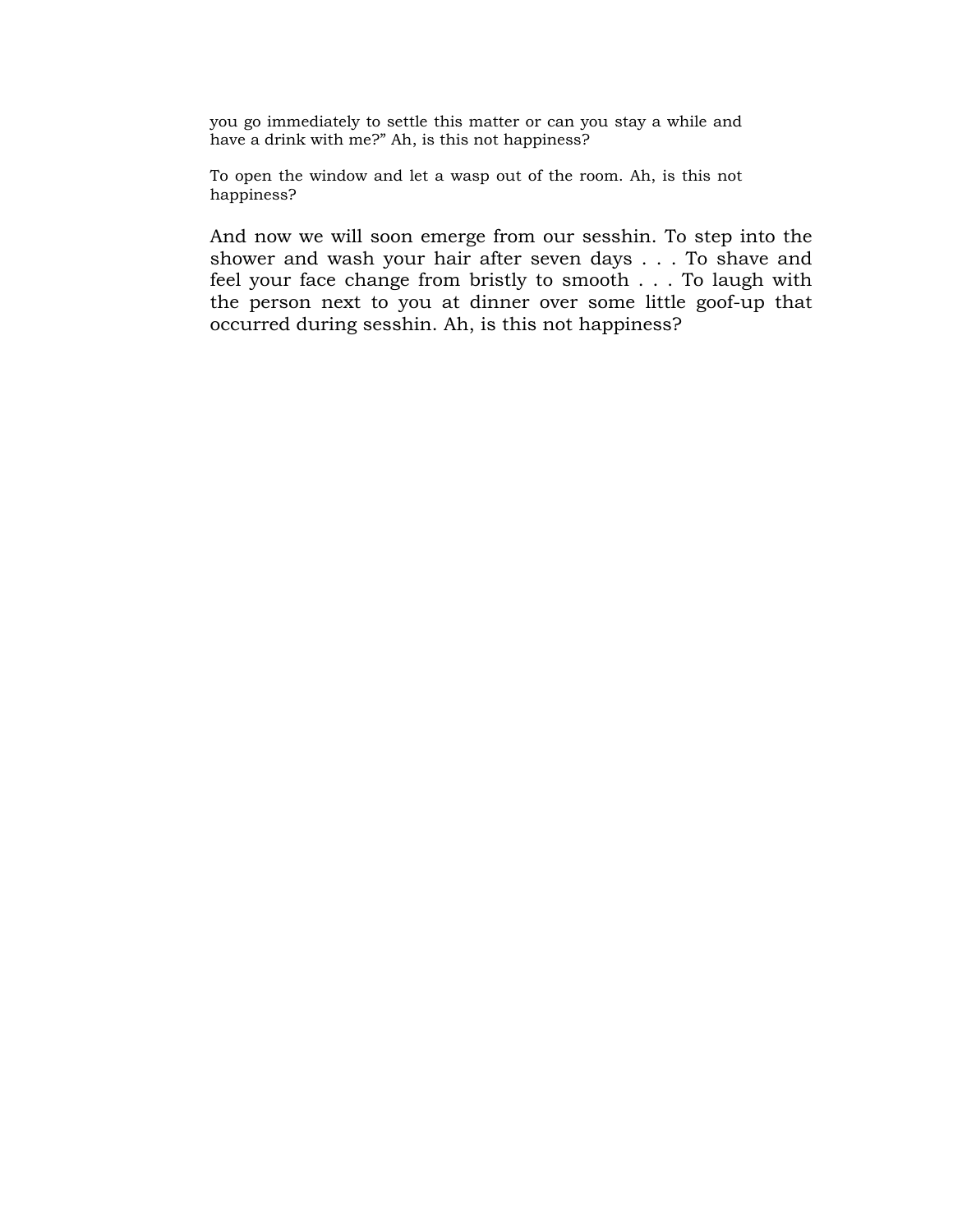you go immediately to settle this matter or can you stay a while and have a drink with me?" Ah, is this not happiness?

To open the window and let a wasp out of the room. Ah, is this not happiness?

And now we will soon emerge from our sesshin. To step into the shower and wash your hair after seven days . . . To shave and feel your face change from bristly to smooth . . . To laugh with the person next to you at dinner over some little goof-up that occurred during sesshin. Ah, is this not happiness?